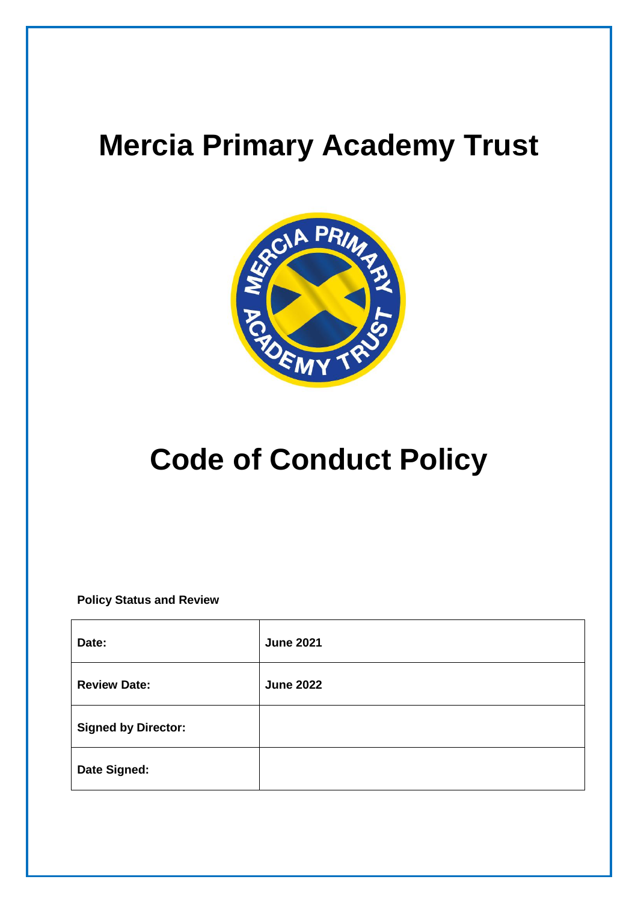# Mercia Primary Academy Trust

# Code of Conduct Policy

**Policy Status and Review**

| **Date:** | **June 2021** |
|---|---|
| **Review Date:** | **June 2022** |
| **Signed by Director:** | |
| **Date Signed:** | |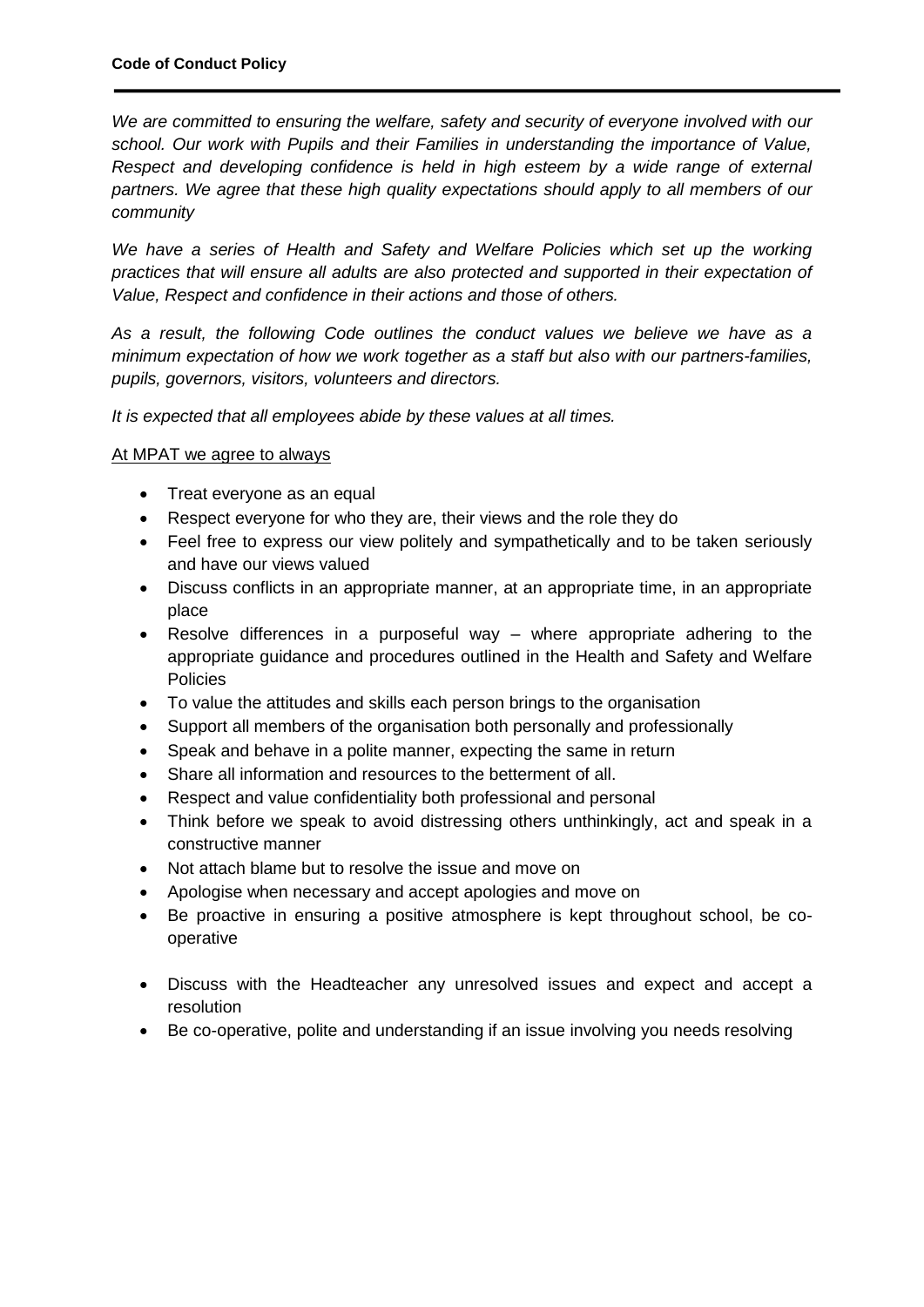**Code of Conduct Policy**

*We are committed to ensuring the welfare, safety and security of everyone involved with our school. Our work with Pupils and their Families in understanding the importance of Value, Respect and developing confidence is held in high esteem by a wide range of external partners. We agree that these high quality expectations should apply to all members of our community*

*We have a series of Health and Safety and Welfare Policies which set up the working practices that will ensure all adults are also protected and supported in their expectation of Value, Respect and confidence in their actions and those of others.*

*As a result, the following Code outlines the conduct values we believe we have as a minimum expectation of how we work together as a staff but also with our partners-families, pupils, governors, visitors, volunteers and directors.*

*It is expected that all employees abide by these values at all times.*

<u>At MPAT we agree to always</u>

- Treat everyone as an equal
- Respect everyone for who they are, their views and the role they do
- Feel free to express our view politely and sympathetically and to be taken seriously and have our views valued
- Discuss conflicts in an appropriate manner, at an appropriate time, in an appropriate place
- Resolve differences in a purposeful way – where appropriate adhering to the appropriate guidance and procedures outlined in the Health and Safety and Welfare Policies
- To value the attitudes and skills each person brings to the organisation
- Support all members of the organisation both personally and professionally
- Speak and behave in a polite manner, expecting the same in return
- Share all information and resources to the betterment of all.
- Respect and value confidentiality both professional and personal
- Think before we speak to avoid distressing others unthinkingly, act and speak in a constructive manner
- Not attach blame but to resolve the issue and move on
- Apologise when necessary and accept apologies and move on
- Be proactive in ensuring a positive atmosphere is kept throughout school, be co-operative
- Discuss with the Headteacher any unresolved issues and expect and accept a resolution
- Be co-operative, polite and understanding if an issue involving you needs resolving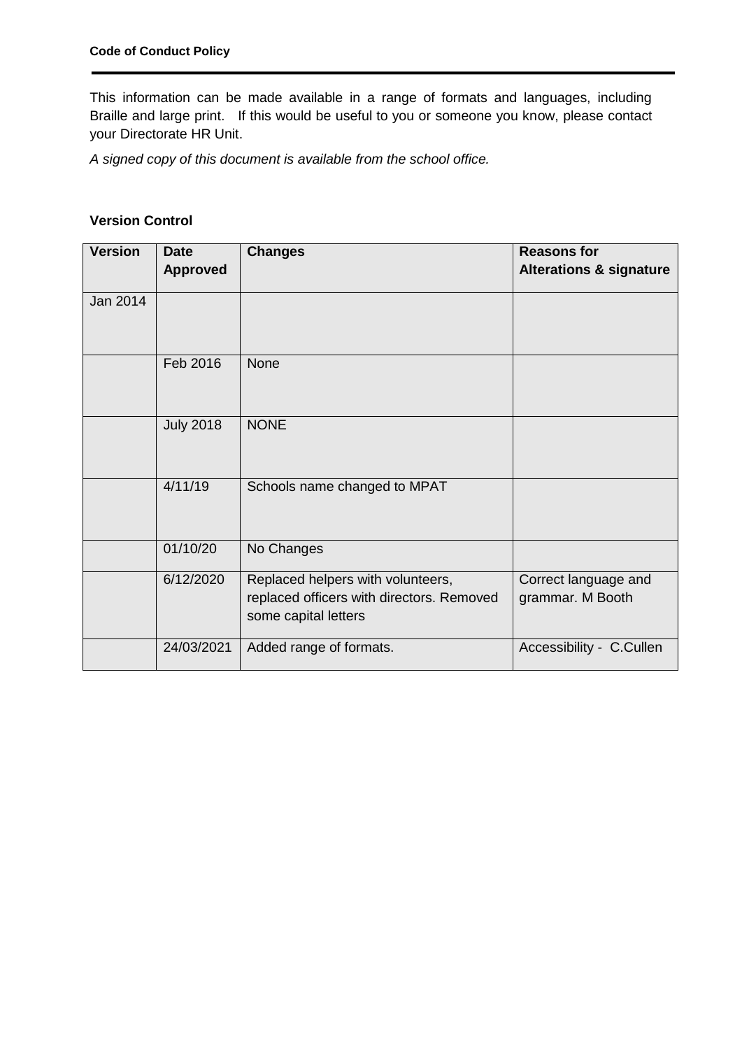**Code of Conduct Policy**

This information can be made available in a range of formats and languages, including Braille and large print. If this would be useful to you or someone you know, please contact your Directorate HR Unit.

*A signed copy of this document is available from the school office.*

**Version Control**

| Version | Date Approved | Changes | Reasons for Alterations & signature |
|---|---|---|---|
| Jan 2014 | | | |
| | Feb 2016 | None | |
| | July 2018 | NONE | |
| | 4/11/19 | Schools name changed to MPAT | |
| | 01/10/20 | No Changes | |
| | 6/12/2020 | Replaced helpers with volunteers, replaced officers with directors. Removed some capital letters | Correct language and grammar. M Booth |
| | 24/03/2021 | Added range of formats. | Accessibility - C.Cullen |